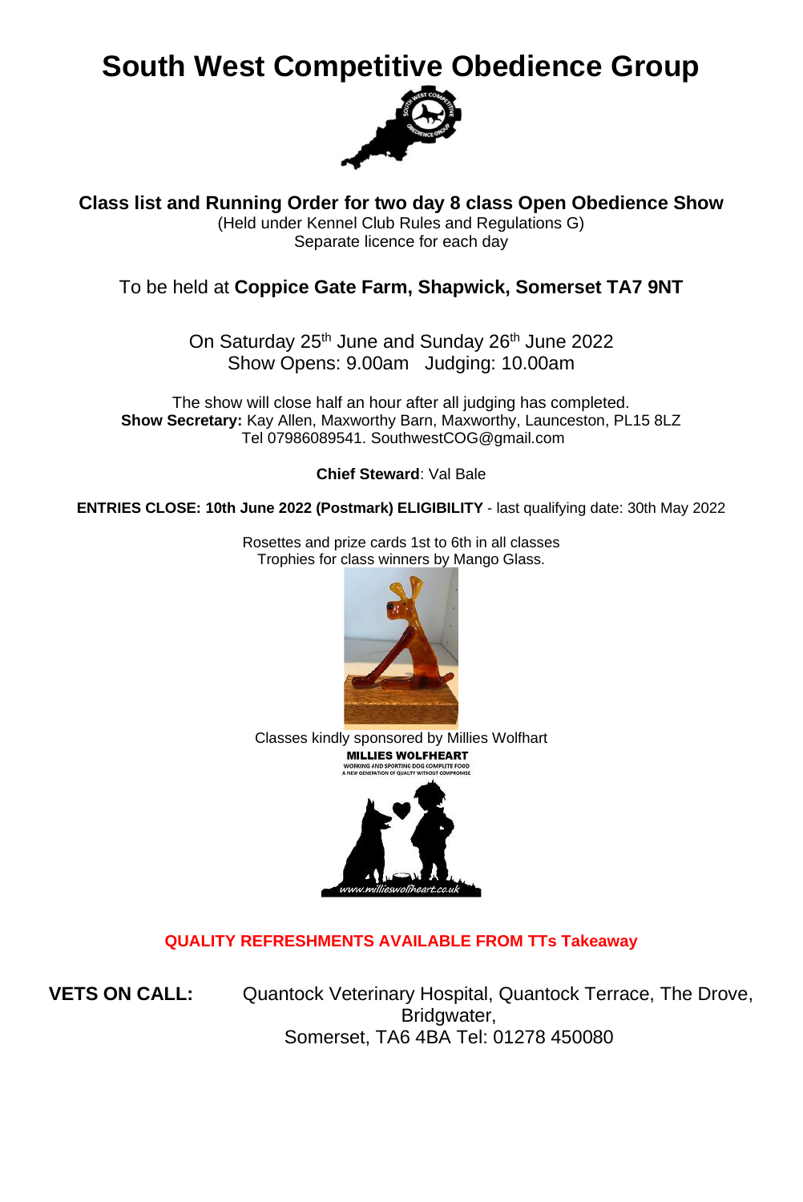# South West Competitive Obedience Group

**Class list and Running Order for two day 8 class Open Obedience Show**
(Held under Kennel Club Rules and Regulations G)
Separate licence for each day

To be held at **Coppice Gate Farm, Shapwick, Somerset TA7 9NT**

On Saturday 25th June and Sunday 26th June 2022
Show Opens: 9.00am Judging: 10.00am

The show will close half an hour after all judging has completed.
**Show Secretary:** Kay Allen, Maxworthy Barn, Maxworthy, Launceston, PL15 8LZ
Tel 07986089541. SouthwestCOG@gmail.com

**Chief Steward**: Val Bale

**ENTRIES CLOSE: 10th June 2022 (Postmark) ELIGIBILITY** - last qualifying date: 30th May 2022

Rosettes and prize cards 1st to 6th in all classes
Trophies for class winners by Mango Glass.

Classes kindly sponsored by Millies Wolfhart

MILLIES WOLFHEART
WORKING AND SPORTING DOG COMPLETE FOOD
A NEW GENERATION OF QUALITY WITHOUT COMPROMISE
www.millieswolfheart.co.uk

**QUALITY REFRESHMENTS AVAILABLE FROM TTs Takeaway**

**VETS ON CALL:** Quantock Veterinary Hospital, Quantock Terrace, The Drove, Bridgwater, Somerset, TA6 4BA Tel: 01278 450080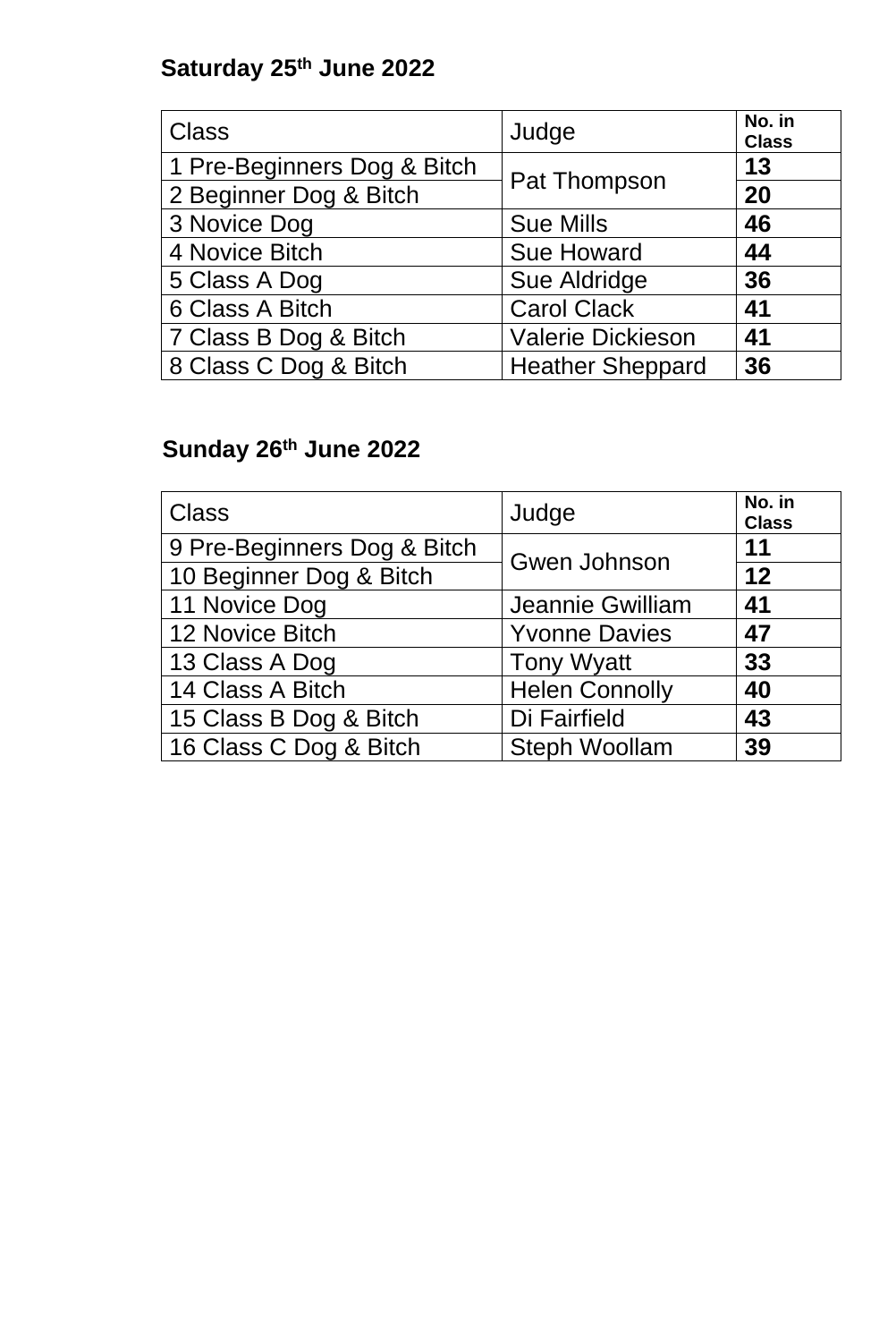**Saturday 25th June 2022**

| Class | Judge | No. in Class |
|---|---|---|
| 1 Pre-Beginners Dog & Bitch | Pat Thompson | **13** |
| 2 Beginner Dog & Bitch | | **20** |
| 3 Novice Dog | Sue Mills | **46** |
| 4 Novice Bitch | Sue Howard | **44** |
| 5 Class A Dog | Sue Aldridge | **36** |
| 6 Class A Bitch | Carol Clack | **41** |
| 7 Class B Dog & Bitch | Valerie Dickieson | **41** |
| 8 Class C Dog & Bitch | Heather Sheppard | **36** |

**Sunday 26th June 2022**

| Class | Judge | No. in Class |
|---|---|---|
| 9 Pre-Beginners Dog & Bitch | Gwen Johnson | **11** |
| 10 Beginner Dog & Bitch | | **12** |
| 11 Novice Dog | Jeannie Gwilliam | **41** |
| 12 Novice Bitch | Yvonne Davies | **47** |
| 13 Class A Dog | Tony Wyatt | **33** |
| 14 Class A Bitch | Helen Connolly | **40** |
| 15 Class B Dog & Bitch | Di Fairfield | **43** |
| 16 Class C Dog & Bitch | Steph Woollam | **39** |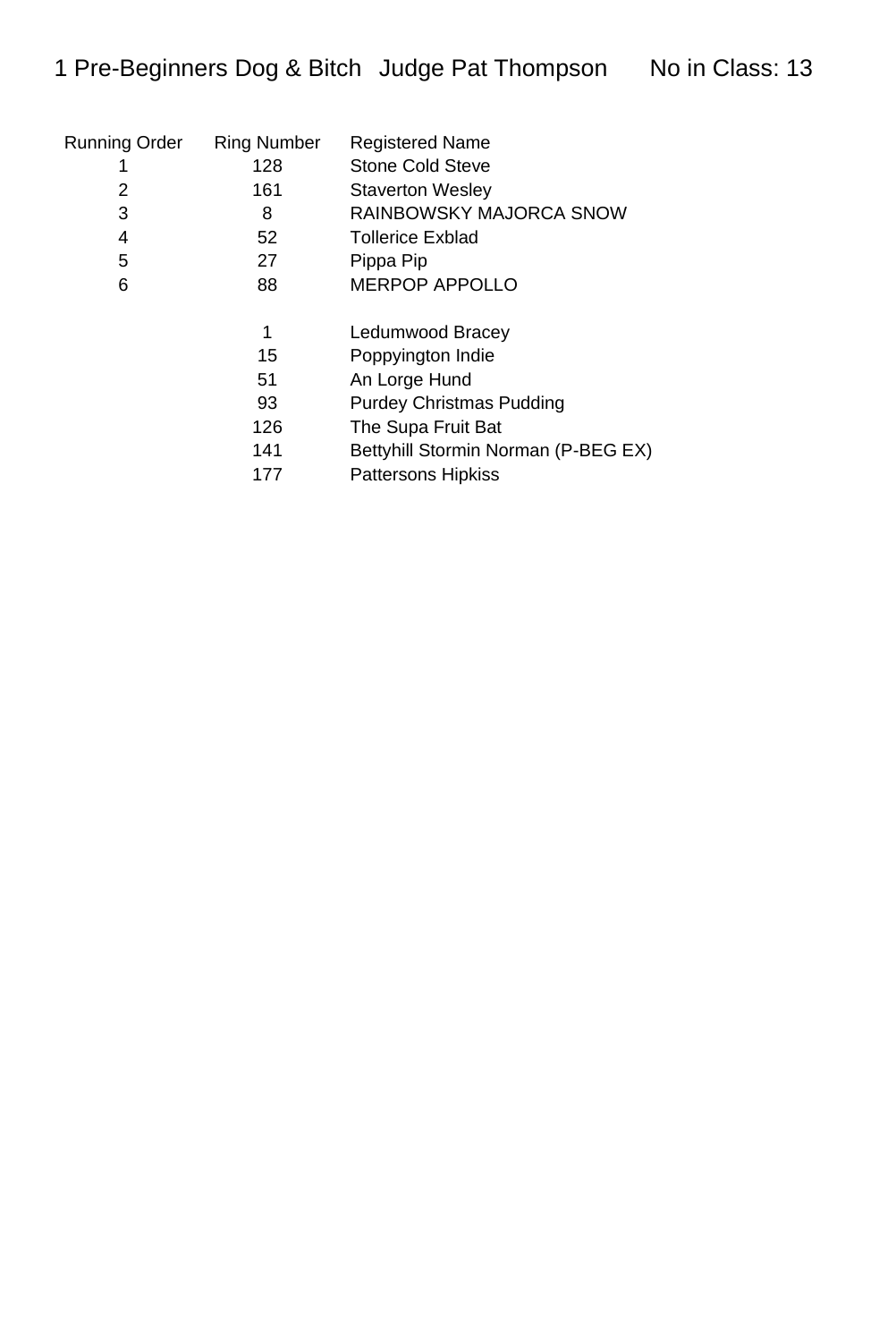# 1 Pre-Beginners Dog & Bitch Judge Pat Thompson No in Class: 13

| Running Order | Ring Number | Registered Name |
|---|---|---|
| 1 | 128 | Stone Cold Steve |
| 2 | 161 | Staverton Wesley |
| 3 | 8 | RAINBOWSKY MAJORCA SNOW |
| 4 | 52 | Tollerice Exblad |
| 5 | 27 | Pippa Pip |
| 6 | 88 | MERPOP APPOLLO |
| | | |
| | 1 | Ledumwood Bracey |
| | 15 | Poppyington Indie |
| | 51 | An Lorge Hund |
| | 93 | Purdey Christmas Pudding |
| | 126 | The Supa Fruit Bat |
| | 141 | Bettyhill Stormin Norman (P-BEG EX) |
| | 177 | Pattersons Hipkiss |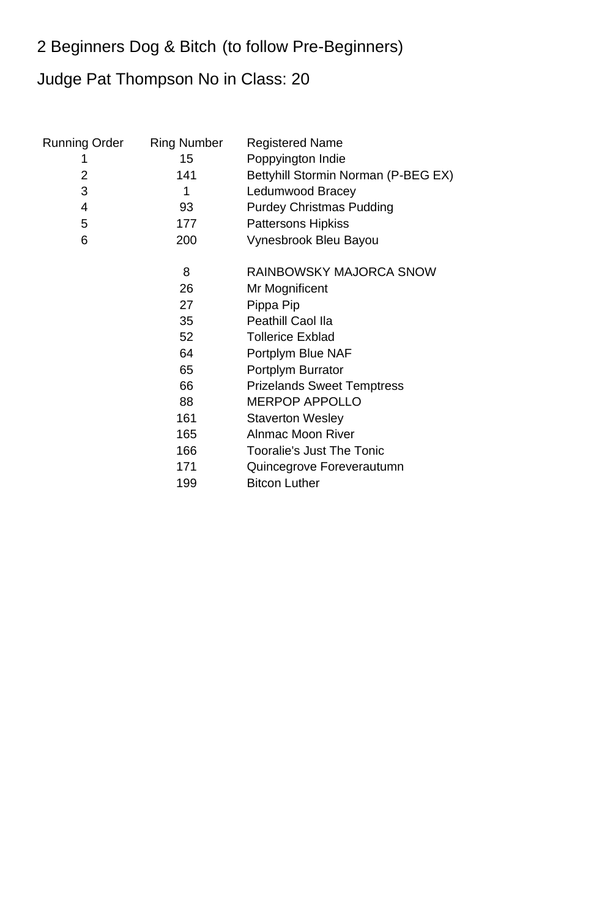## 2 Beginners Dog & Bitch (to follow Pre-Beginners)

Judge Pat Thompson No in Class: 20

| Running Order | Ring Number | Registered Name |
|---|---|---|
| 1 | 15 | Poppyington Indie |
| 2 | 141 | Bettyhill Stormin Norman (P-BEG EX) |
| 3 | 1 | Ledumwood Bracey |
| 4 | 93 | Purdey Christmas Pudding |
| 5 | 177 | Pattersons Hipkiss |
| 6 | 200 | Vynesbrook Bleu Bayou |
| | | |
| | 8 | RAINBOWSKY MAJORCA SNOW |
| | 26 | Mr Mognificent |
| | 27 | Pippa Pip |
| | 35 | Peathill Caol Ila |
| | 52 | Tollerice Exblad |
| | 64 | Portplym Blue NAF |
| | 65 | Portplym Burrator |
| | 66 | Prizelands Sweet Temptress |
| | 88 | MERPOP APPOLLO |
| | 161 | Staverton Wesley |
| | 165 | Alnmac Moon River |
| | 166 | Tooralie's Just The Tonic |
| | 171 | Quincegrove Foreverautumn |
| | 199 | Bitcon Luther |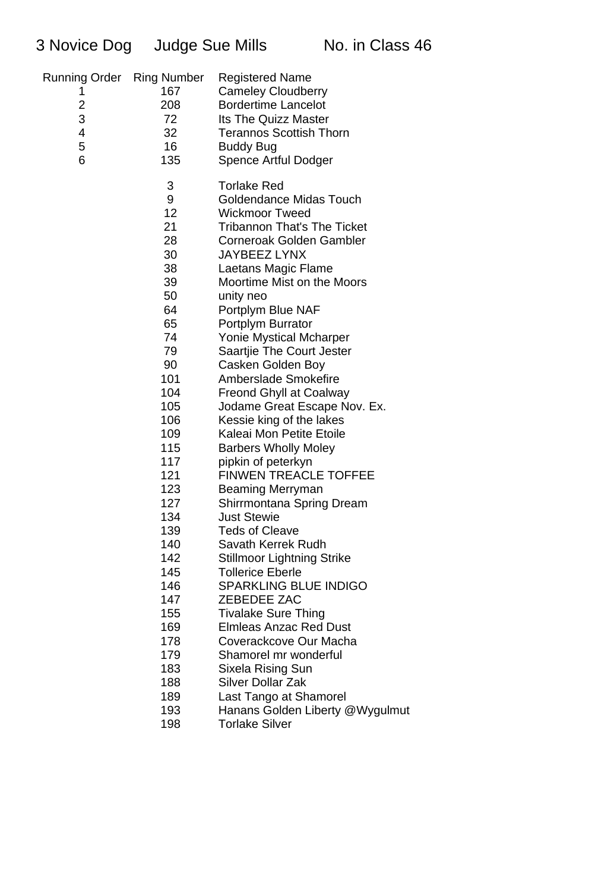## 3 Novice Dog     Judge Sue Mills     No. in Class 46

| Running Order | Ring Number | Registered Name |
|---|---|---|
| 1 | 167 | Cameley Cloudberry |
| 2 | 208 | Bordertime Lancelot |
| 3 | 72 | Its The Quizz Master |
| 4 | 32 | Terannos Scottish Thorn |
| 5 | 16 | Buddy Bug |
| 6 | 135 | Spence Artful Dodger |
| | 3 | Torlake Red |
| | 9 | Goldendance Midas Touch |
| | 12 | Wickmoor Tweed |
| | 21 | Tribannon That's The Ticket |
| | 28 | Corneroak Golden Gambler |
| | 30 | JAYBEEZ LYNX |
| | 38 | Laetans Magic Flame |
| | 39 | Moortime Mist on the Moors |
| | 50 | unity neo |
| | 64 | Portplym Blue NAF |
| | 65 | Portplym Burrator |
| | 74 | Yonie Mystical Mcharper |
| | 79 | Saartjie The Court Jester |
| | 90 | Casken Golden Boy |
| | 101 | Amberslade Smokefire |
| | 104 | Freond Ghyll at Coalway |
| | 105 | Jodame Great Escape Nov. Ex. |
| | 106 | Kessie king of the lakes |
| | 109 | Kaleai Mon Petite Etoile |
| | 115 | Barbers Wholly Moley |
| | 117 | pipkin of peterkyn |
| | 121 | FINWEN TREACLE TOFFEE |
| | 123 | Beaming Merryman |
| | 127 | Shirrmontana Spring Dream |
| | 134 | Just Stewie |
| | 139 | Teds of Cleave |
| | 140 | Savath Kerrek Rudh |
| | 142 | Stillmoor Lightning Strike |
| | 145 | Tollerice Eberle |
| | 146 | SPARKLING BLUE INDIGO |
| | 147 | ZEBEDEE ZAC |
| | 155 | Tivalake Sure Thing |
| | 169 | Elmleas Anzac Red Dust |
| | 178 | Coverackcove Our Macha |
| | 179 | Shamorel mr wonderful |
| | 183 | Sixela Rising Sun |
| | 188 | Silver Dollar Zak |
| | 189 | Last Tango at Shamorel |
| | 193 | Hanans Golden Liberty @Wygulmut |
| | 198 | Torlake Silver |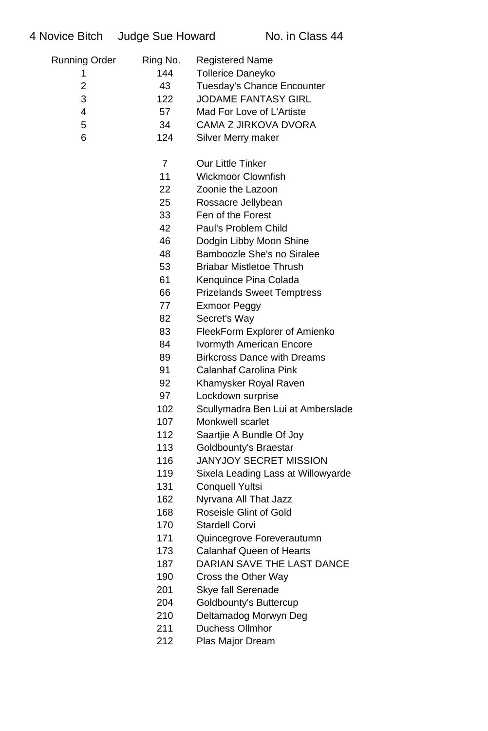4 Novice Bitch Judge Sue Howard No. in Class 44

| Running Order | Ring No. | Registered Name |
|---|---|---|
| 1 | 144 | Tollerice Daneyko |
| 2 | 43 | Tuesday's Chance Encounter |
| 3 | 122 | JODAME FANTASY GIRL |
| 4 | 57 | Mad For Love of L'Artiste |
| 5 | 34 | CAMA Z JIRKOVA DVORA |
| 6 | 124 | Silver Merry maker |
| | 7 | Our Little Tinker |
| | 11 | Wickmoor Clownfish |
| | 22 | Zoonie the Lazoon |
| | 25 | Rossacre Jellybean |
| | 33 | Fen of the Forest |
| | 42 | Paul's Problem Child |
| | 46 | Dodgin Libby Moon Shine |
| | 48 | Bamboozle She's no Siralee |
| | 53 | Briabar Mistletoe Thrush |
| | 61 | Kenquince Pina Colada |
| | 66 | Prizelands Sweet Temptress |
| | 77 | Exmoor Peggy |
| | 82 | Secret's Way |
| | 83 | FleekForm Explorer of Amienko |
| | 84 | Ivormyth American Encore |
| | 89 | Birkcross Dance with Dreams |
| | 91 | Calanhaf Carolina Pink |
| | 92 | Khamysker Royal Raven |
| | 97 | Lockdown surprise |
| | 102 | Scullymadra Ben Lui at Amberslade |
| | 107 | Monkwell scarlet |
| | 112 | Saartjie A Bundle Of Joy |
| | 113 | Goldbounty's Braestar |
| | 116 | JANYJOY SECRET MISSION |
| | 119 | Sixela Leading Lass at Willowyarde |
| | 131 | Conquell Yultsi |
| | 162 | Nyrvana All That Jazz |
| | 168 | Roseisle Glint of Gold |
| | 170 | Stardell Corvi |
| | 171 | Quincegrove Foreverautumn |
| | 173 | Calanhaf Queen of Hearts |
| | 187 | DARIAN SAVE THE LAST DANCE |
| | 190 | Cross the Other Way |
| | 201 | Skye fall Serenade |
| | 204 | Goldbounty's Buttercup |
| | 210 | Deltamadog Morwyn Deg |
| | 211 | Duchess Ollmhor |
| | 212 | Plas Major Dream |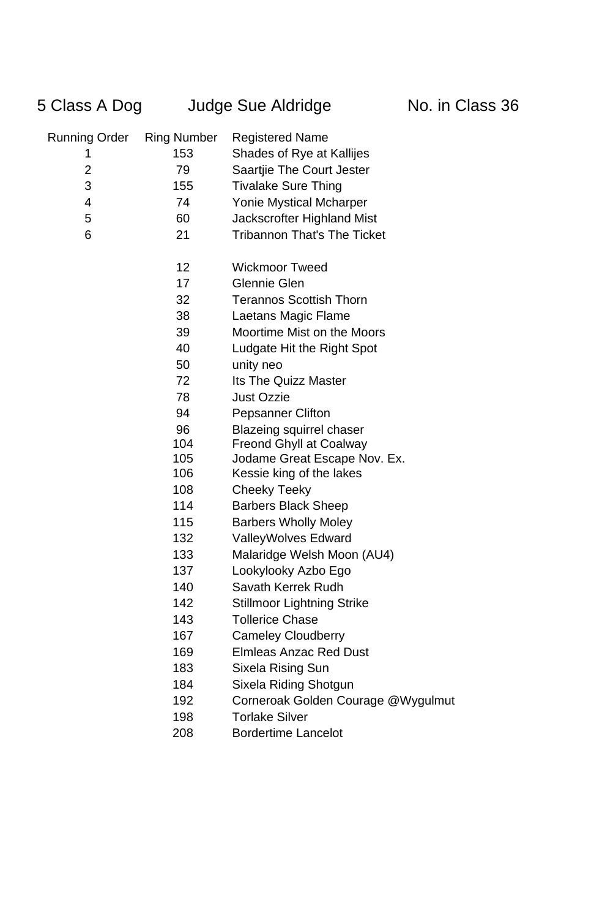## 5 Class A Dog — Judge Sue Aldridge — No. in Class 36

| Running Order | Ring Number | Registered Name |
|---|---|---|
| 1 | 153 | Shades of Rye at Kallijes |
| 2 | 79 | Saartjie The Court Jester |
| 3 | 155 | Tivalake Sure Thing |
| 4 | 74 | Yonie Mystical Mcharper |
| 5 | 60 | Jackscrofter Highland Mist |
| 6 | 21 | Tribannon That's The Ticket |
| | 12 | Wickmoor Tweed |
| | 17 | Glennie Glen |
| | 32 | Terannos Scottish Thorn |
| | 38 | Laetans Magic Flame |
| | 39 | Moortime Mist on the Moors |
| | 40 | Ludgate Hit the Right Spot |
| | 50 | unity neo |
| | 72 | Its The Quizz Master |
| | 78 | Just Ozzie |
| | 94 | Pepsanner Clifton |
| | 96 | Blazeing squirrel chaser |
| | 104 | Freond Ghyll at Coalway |
| | 105 | Jodame Great Escape Nov. Ex. |
| | 106 | Kessie king of the lakes |
| | 108 | Cheeky Teeky |
| | 114 | Barbers Black Sheep |
| | 115 | Barbers Wholly Moley |
| | 132 | ValleyWolves Edward |
| | 133 | Malaridge Welsh Moon (AU4) |
| | 137 | Lookylooky Azbo Ego |
| | 140 | Savath Kerrek Rudh |
| | 142 | Stillmoor Lightning Strike |
| | 143 | Tollerice Chase |
| | 167 | Cameley Cloudberry |
| | 169 | Elmleas Anzac Red Dust |
| | 183 | Sixela Rising Sun |
| | 184 | Sixela Riding Shotgun |
| | 192 | Corneroak Golden Courage @Wygulmut |
| | 198 | Torlake Silver |
| | 208 | Bordertime Lancelot |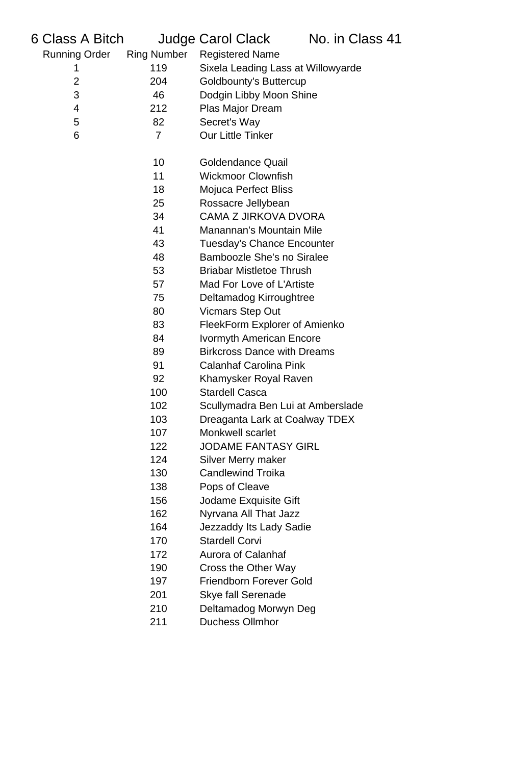# 6 Class A Bitch — Judge Carol Clack — No. in Class 41

| Running Order | Ring Number | Registered Name |
|---|---|---|
| 1 | 119 | Sixela Leading Lass at Willowyarde |
| 2 | 204 | Goldbounty's Buttercup |
| 3 | 46 | Dodgin Libby Moon Shine |
| 4 | 212 | Plas Major Dream |
| 5 | 82 | Secret's Way |
| 6 | 7 | Our Little Tinker |
| | | |
| | 10 | Goldendance Quail |
| | 11 | Wickmoor Clownfish |
| | 18 | Mojuca Perfect Bliss |
| | 25 | Rossacre Jellybean |
| | 34 | CAMA Z JIRKOVA DVORA |
| | 41 | Manannan's Mountain Mile |
| | 43 | Tuesday's Chance Encounter |
| | 48 | Bamboozle She's no Siralee |
| | 53 | Briabar Mistletoe Thrush |
| | 57 | Mad For Love of L'Artiste |
| | 75 | Deltamadog Kirroughtree |
| | 80 | Vicmars Step Out |
| | 83 | FleekForm Explorer of Amienko |
| | 84 | Ivormyth American Encore |
| | 89 | Birkcross Dance with Dreams |
| | 91 | Calanhaf Carolina Pink |
| | 92 | Khamysker Royal Raven |
| | 100 | Stardell Casca |
| | 102 | Scullymadra Ben Lui at Amberslade |
| | 103 | Dreaganta Lark at Coalway TDEX |
| | 107 | Monkwell scarlet |
| | 122 | JODAME FANTASY GIRL |
| | 124 | Silver Merry maker |
| | 130 | Candlewind Troika |
| | 138 | Pops of Cleave |
| | 156 | Jodame Exquisite Gift |
| | 162 | Nyrvana All That Jazz |
| | 164 | Jezzaddy Its Lady Sadie |
| | 170 | Stardell Corvi |
| | 172 | Aurora of Calanhaf |
| | 190 | Cross the Other Way |
| | 197 | Friendborn Forever Gold |
| | 201 | Skye fall Serenade |
| | 210 | Deltamadog Morwyn Deg |
| | 211 | Duchess Ollmhor |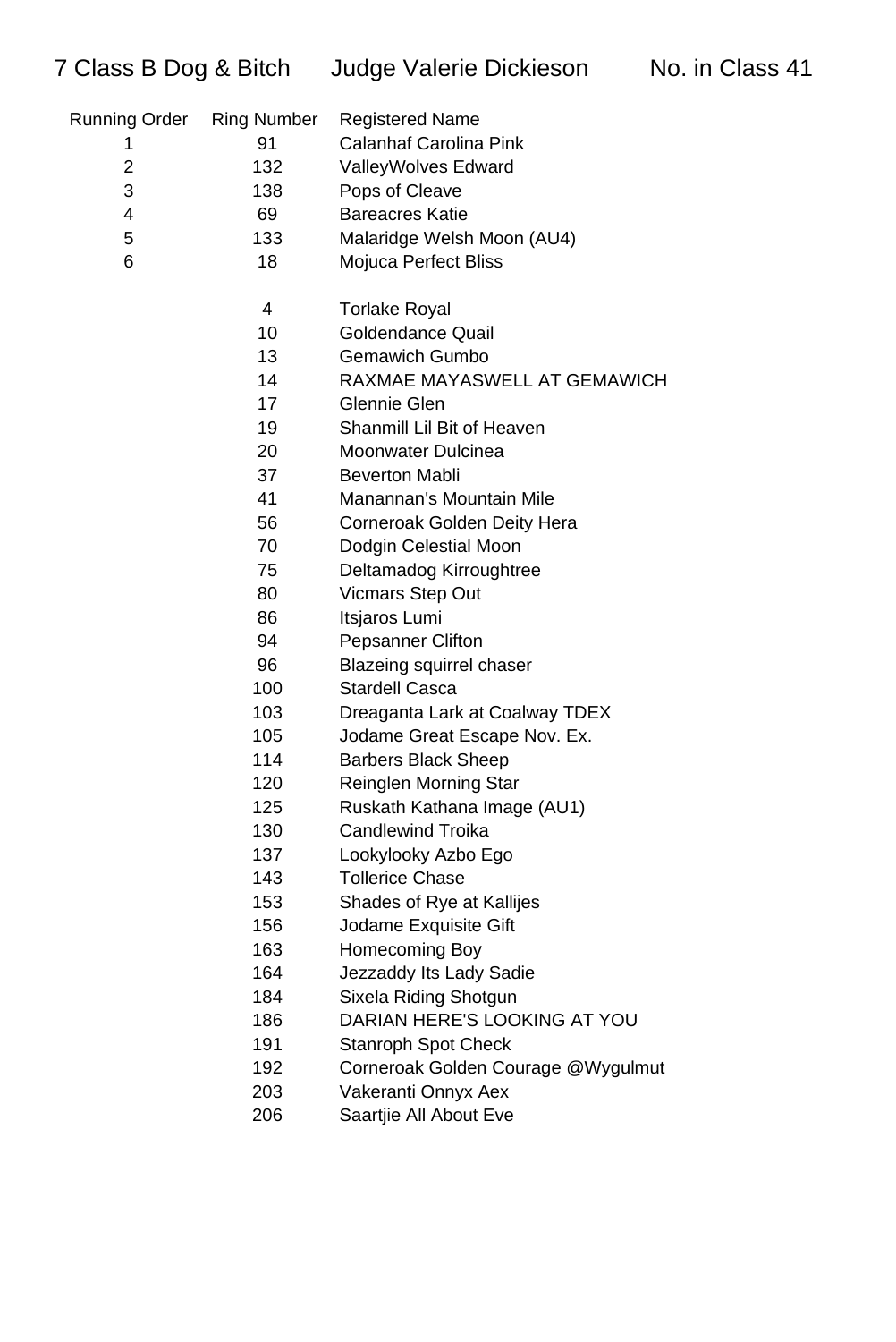# 7 Class B Dog & Bitch Judge Valerie Dickieson No. in Class 41

| Running Order | Ring Number | Registered Name |
|---|---|---|
| 1 | 91 | Calanhaf Carolina Pink |
| 2 | 132 | ValleyWolves Edward |
| 3 | 138 | Pops of Cleave |
| 4 | 69 | Bareacres Katie |
| 5 | 133 | Malaridge Welsh Moon (AU4) |
| 6 | 18 | Mojuca Perfect Bliss |
| | | |
| | 4 | Torlake Royal |
| | 10 | Goldendance Quail |
| | 13 | Gemawich Gumbo |
| | 14 | RAXMAE MAYASWELL AT GEMAWICH |
| | 17 | Glennie Glen |
| | 19 | Shanmill Lil Bit of Heaven |
| | 20 | Moonwater Dulcinea |
| | 37 | Beverton Mabli |
| | 41 | Manannan's Mountain Mile |
| | 56 | Corneroak Golden Deity Hera |
| | 70 | Dodgin Celestial Moon |
| | 75 | Deltamadog Kirroughtree |
| | 80 | Vicmars Step Out |
| | 86 | Itsjaros Lumi |
| | 94 | Pepsanner Clifton |
| | 96 | Blazeing squirrel chaser |
| | 100 | Stardell Casca |
| | 103 | Dreaganta Lark at Coalway TDEX |
| | 105 | Jodame Great Escape Nov. Ex. |
| | 114 | Barbers Black Sheep |
| | 120 | Reinglen Morning Star |
| | 125 | Ruskath Kathana Image (AU1) |
| | 130 | Candlewind Troika |
| | 137 | Lookylooky Azbo Ego |
| | 143 | Tollerice Chase |
| | 153 | Shades of Rye at Kallijes |
| | 156 | Jodame Exquisite Gift |
| | 163 | Homecoming Boy |
| | 164 | Jezzaddy Its Lady Sadie |
| | 184 | Sixela Riding Shotgun |
| | 186 | DARIAN HERE'S LOOKING AT YOU |
| | 191 | Stanroph Spot Check |
| | 192 | Corneroak Golden Courage @Wygulmut |
| | 203 | Vakeranti Onnyx Aex |
| | 206 | Saartjie All About Eve |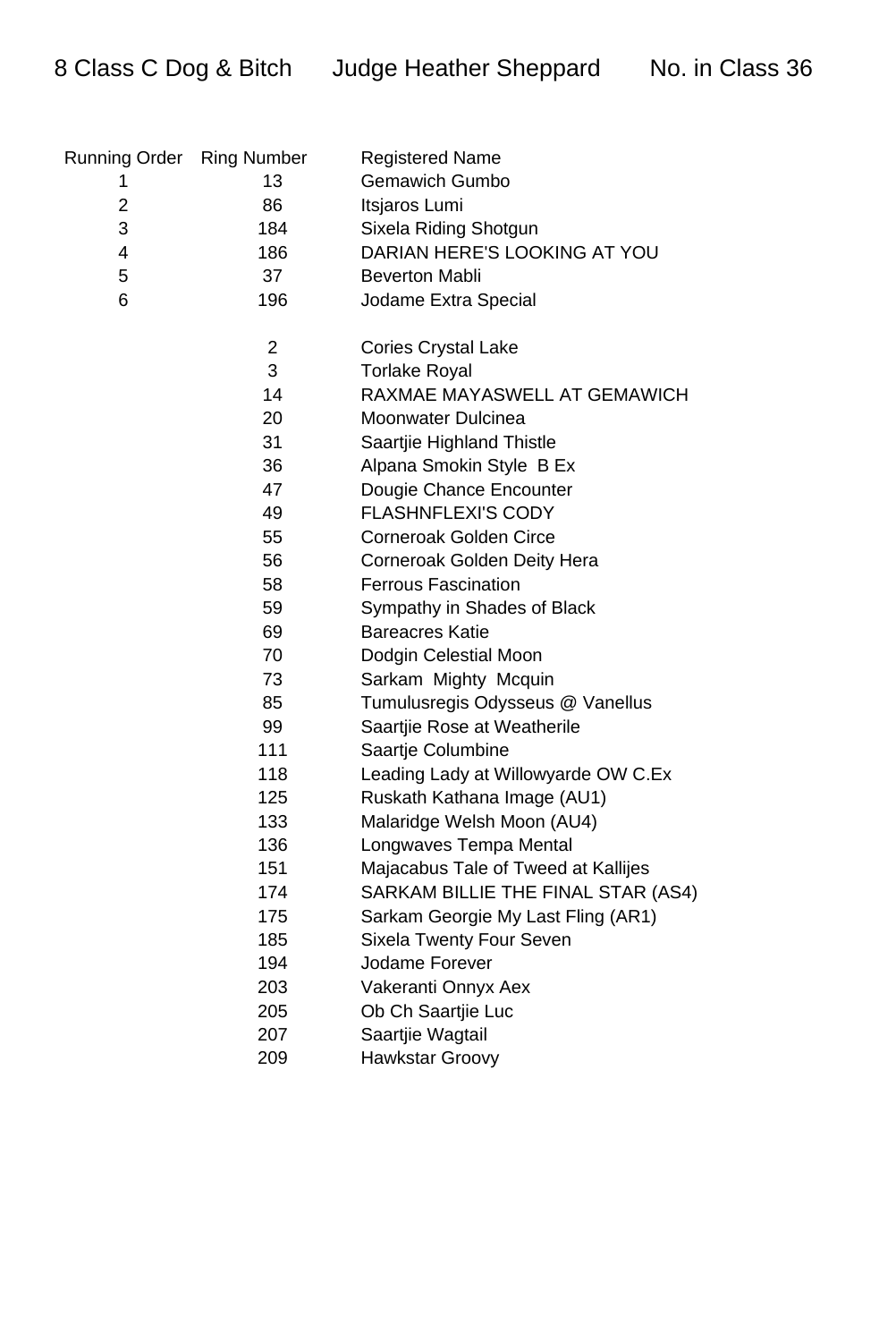# 8 Class C Dog & Bitch    Judge Heather Sheppard    No. in Class 36

| Running Order | Ring Number | Registered Name |
| --- | --- | --- |
| 1 | 13 | Gemawich Gumbo |
| 2 | 86 | Itsjaros Lumi |
| 3 | 184 | Sixela Riding Shotgun |
| 4 | 186 | DARIAN HERE'S LOOKING AT YOU |
| 5 | 37 | Beverton Mabli |
| 6 | 196 | Jodame Extra Special |
| | 2 | Cories Crystal Lake |
| | 3 | Torlake Royal |
| | 14 | RAXMAE MAYASWELL AT GEMAWICH |
| | 20 | Moonwater Dulcinea |
| | 31 | Saartjie Highland Thistle |
| | 36 | Alpana Smokin Style B Ex |
| | 47 | Dougie Chance Encounter |
| | 49 | FLASHNFLEXI'S CODY |
| | 55 | Corneroak Golden Circe |
| | 56 | Corneroak Golden Deity Hera |
| | 58 | Ferrous Fascination |
| | 59 | Sympathy in Shades of Black |
| | 69 | Bareacres Katie |
| | 70 | Dodgin Celestial Moon |
| | 73 | Sarkam Mighty Mcquin |
| | 85 | Tumulusregis Odysseus @ Vanellus |
| | 99 | Saartjie Rose at Weatherile |
| | 111 | Saartje Columbine |
| | 118 | Leading Lady at Willowyarde OW C.Ex |
| | 125 | Ruskath Kathana Image (AU1) |
| | 133 | Malaridge Welsh Moon (AU4) |
| | 136 | Longwaves Tempa Mental |
| | 151 | Majacabus Tale of Tweed at Kallijes |
| | 174 | SARKAM BILLIE THE FINAL STAR (AS4) |
| | 175 | Sarkam Georgie My Last Fling (AR1) |
| | 185 | Sixela Twenty Four Seven |
| | 194 | Jodame Forever |
| | 203 | Vakeranti Onnyx Aex |
| | 205 | Ob Ch Saartjie Luc |
| | 207 | Saartjie Wagtail |
| | 209 | Hawkstar Groovy |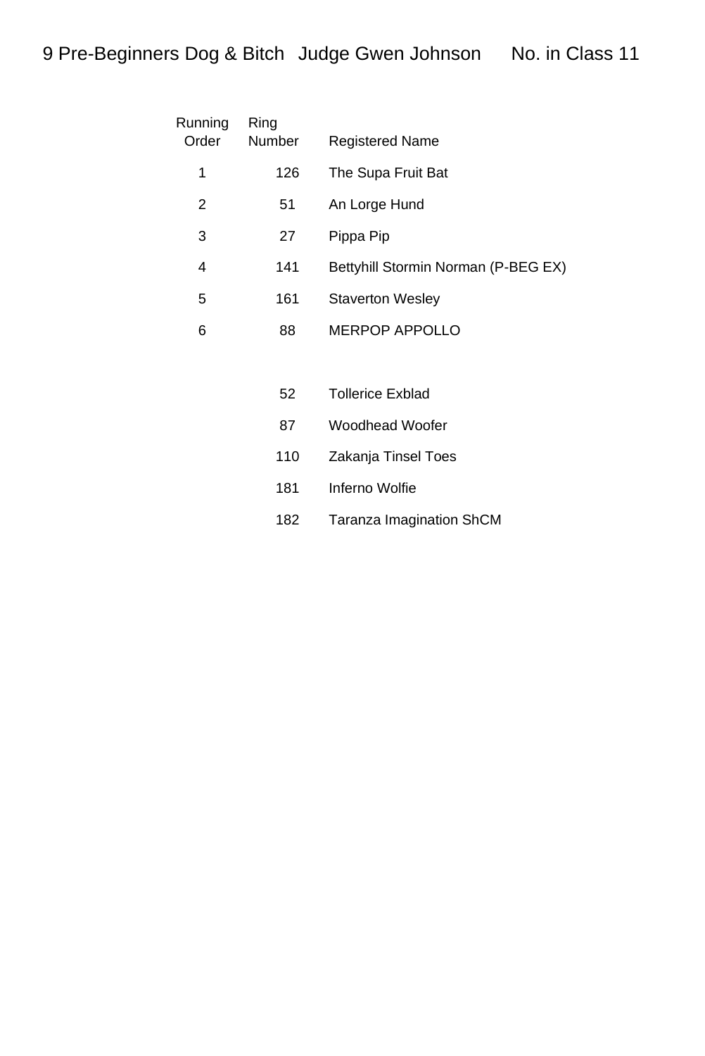# 9 Pre-Beginners Dog & Bitch Judge Gwen Johnson No. in Class 11

| Running Order | Ring Number | Registered Name |
|---|---|---|
| 1 | 126 | The Supa Fruit Bat |
| 2 | 51 | An Lorge Hund |
| 3 | 27 | Pippa Pip |
| 4 | 141 | Bettyhill Stormin Norman (P-BEG EX) |
| 5 | 161 | Staverton Wesley |
| 6 | 88 | MERPOP APPOLLO |
| | 52 | Tollerice Exblad |
| | 87 | Woodhead Woofer |
| | 110 | Zakanja Tinsel Toes |
| | 181 | Inferno Wolfie |
| | 182 | Taranza Imagination ShCM |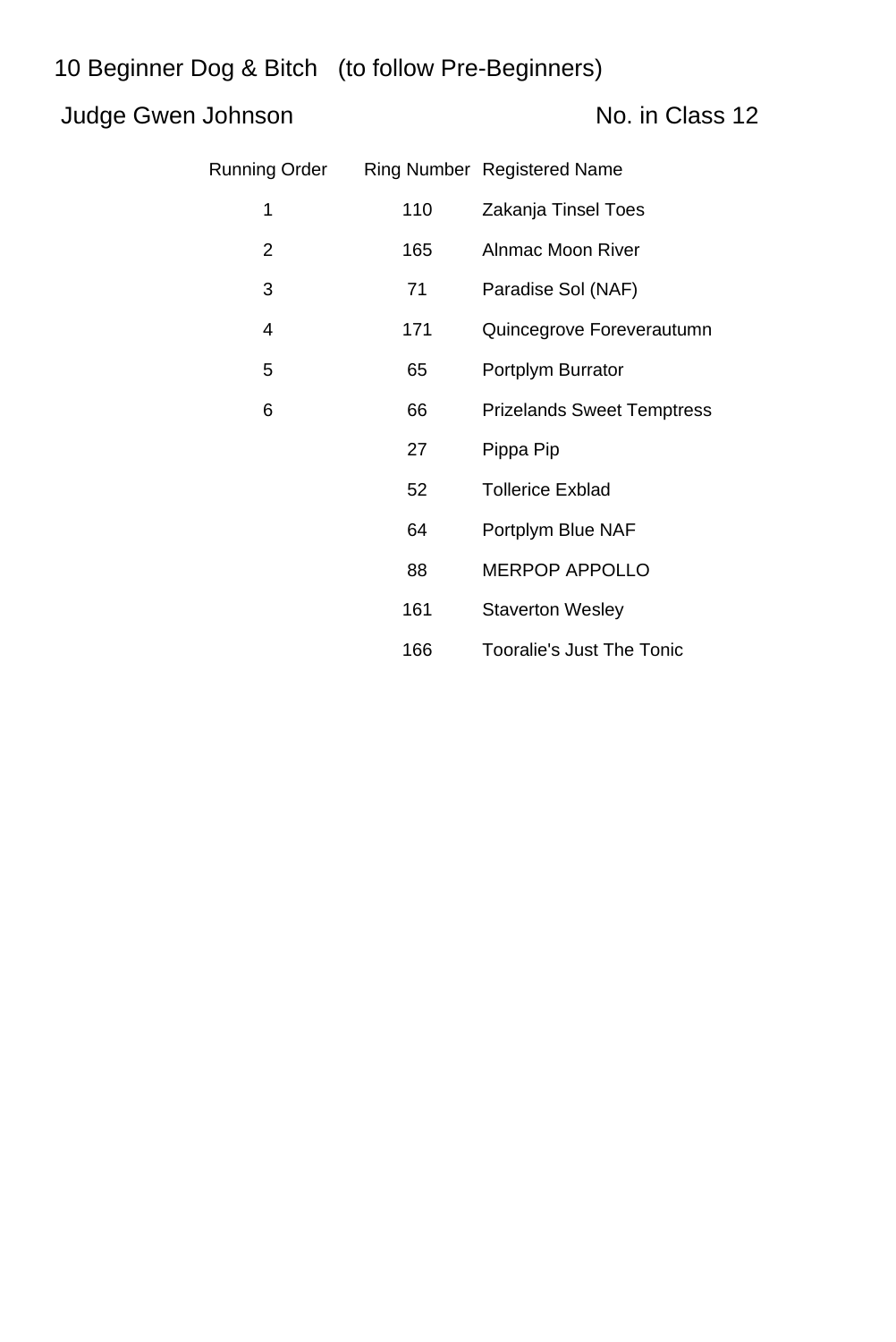# 10 Beginner Dog & Bitch (to follow Pre-Beginners)

Judge Gwen Johnson

No. in Class 12

| Running Order | Ring Number | Registered Name |
|---|---|---|
| 1 | 110 | Zakanja Tinsel Toes |
| 2 | 165 | Alnmac Moon River |
| 3 | 71 | Paradise Sol (NAF) |
| 4 | 171 | Quincegrove Foreverautumn |
| 5 | 65 | Portplym Burrator |
| 6 | 66 | Prizelands Sweet Temptress |
| | 27 | Pippa Pip |
| | 52 | Tollerice Exblad |
| | 64 | Portplym Blue NAF |
| | 88 | MERPOP APPOLLO |
| | 161 | Staverton Wesley |
| | 166 | Tooralie's Just The Tonic |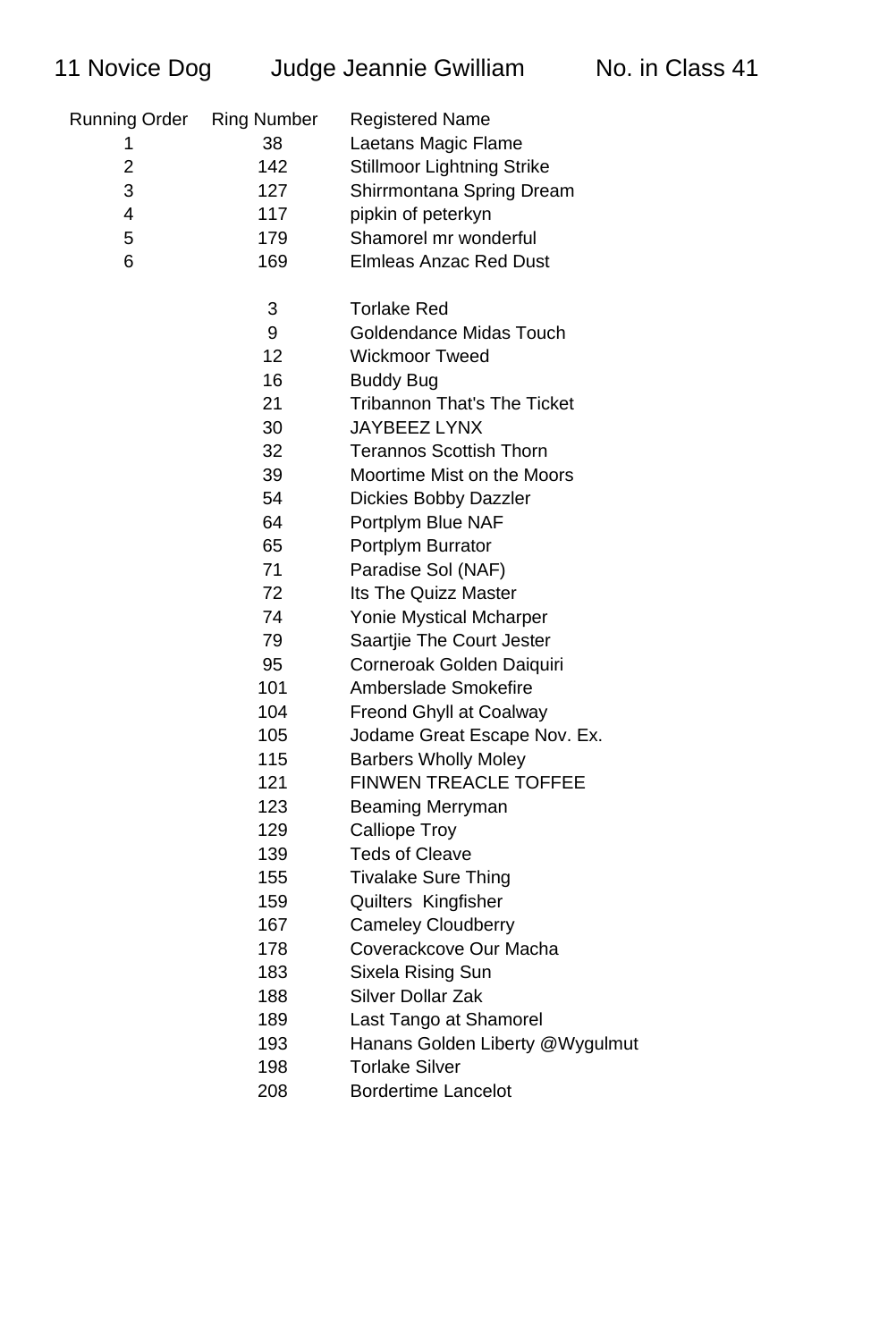# 11 Novice Dog &nbsp;&nbsp;&nbsp;&nbsp; Judge Jeannie Gwilliam &nbsp;&nbsp;&nbsp;&nbsp; No. in Class 41

| Running Order | Ring Number | Registered Name |
|---|---|---|
| 1 | 38 | Laetans Magic Flame |
| 2 | 142 | Stillmoor Lightning Strike |
| 3 | 127 | Shirrmontana Spring Dream |
| 4 | 117 | pipkin of peterkyn |
| 5 | 179 | Shamorel mr wonderful |
| 6 | 169 | Elmleas Anzac Red Dust |
| | | |
| | 3 | Torlake Red |
| | 9 | Goldendance Midas Touch |
| | 12 | Wickmoor Tweed |
| | 16 | Buddy Bug |
| | 21 | Tribannon That's The Ticket |
| | 30 | JAYBEEZ LYNX |
| | 32 | Terannos Scottish Thorn |
| | 39 | Moortime Mist on the Moors |
| | 54 | Dickies Bobby Dazzler |
| | 64 | Portplym Blue NAF |
| | 65 | Portplym Burrator |
| | 71 | Paradise Sol (NAF) |
| | 72 | Its The Quizz Master |
| | 74 | Yonie Mystical Mcharper |
| | 79 | Saartjie The Court Jester |
| | 95 | Corneroak Golden Daiquiri |
| | 101 | Amberslade Smokefire |
| | 104 | Freond Ghyll at Coalway |
| | 105 | Jodame Great Escape Nov. Ex. |
| | 115 | Barbers Wholly Moley |
| | 121 | FINWEN TREACLE TOFFEE |
| | 123 | Beaming Merryman |
| | 129 | Calliope Troy |
| | 139 | Teds of Cleave |
| | 155 | Tivalake Sure Thing |
| | 159 | Quilters Kingfisher |
| | 167 | Cameley Cloudberry |
| | 178 | Coverackcove Our Macha |
| | 183 | Sixela Rising Sun |
| | 188 | Silver Dollar Zak |
| | 189 | Last Tango at Shamorel |
| | 193 | Hanans Golden Liberty @Wygulmut |
| | 198 | Torlake Silver |
| | 208 | Bordertime Lancelot |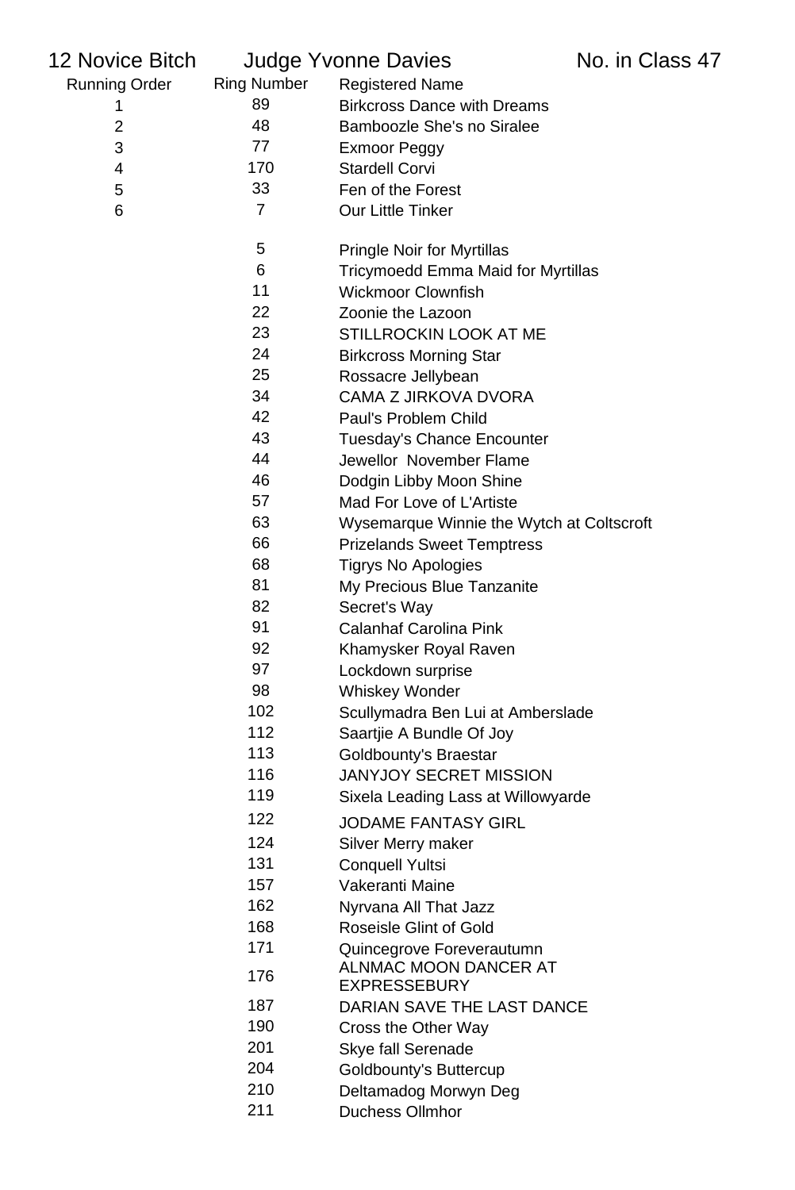## 12 Novice Bitch &nbsp;&nbsp;&nbsp; Judge Yvonne Davies &nbsp;&nbsp;&nbsp; No. in Class 47

| Running Order | Ring Number | Registered Name |
|---|---|---|
| 1 | 89 | Birkcross Dance with Dreams |
| 2 | 48 | Bamboozle She's no Siralee |
| 3 | 77 | Exmoor Peggy |
| 4 | 170 | Stardell Corvi |
| 5 | 33 | Fen of the Forest |
| 6 | 7 | Our Little Tinker |
| | 5 | Pringle Noir for Myrtillas |
| | 6 | Tricymoedd Emma Maid for Myrtillas |
| | 11 | Wickmoor Clownfish |
| | 22 | Zoonie the Lazoon |
| | 23 | STILLROCKIN LOOK AT ME |
| | 24 | Birkcross Morning Star |
| | 25 | Rossacre Jellybean |
| | 34 | CAMA Z JIRKOVA DVORA |
| | 42 | Paul's Problem Child |
| | 43 | Tuesday's Chance Encounter |
| | 44 | Jewellor November Flame |
| | 46 | Dodgin Libby Moon Shine |
| | 57 | Mad For Love of L'Artiste |
| | 63 | Wysemarque Winnie the Wytch at Coltscroft |
| | 66 | Prizelands Sweet Temptress |
| | 68 | Tigrys No Apologies |
| | 81 | My Precious Blue Tanzanite |
| | 82 | Secret's Way |
| | 91 | Calanhaf Carolina Pink |
| | 92 | Khamysker Royal Raven |
| | 97 | Lockdown surprise |
| | 98 | Whiskey Wonder |
| | 102 | Scullymadra Ben Lui at Amberslade |
| | 112 | Saartjie A Bundle Of Joy |
| | 113 | Goldbounty's Braestar |
| | 116 | JANYJOY SECRET MISSION |
| | 119 | Sixela Leading Lass at Willowyarde |
| | 122 | JODAME FANTASY GIRL |
| | 124 | Silver Merry maker |
| | 131 | Conquell Yultsi |
| | 157 | Vakeranti Maine |
| | 162 | Nyrvana All That Jazz |
| | 168 | Roseisle Glint of Gold |
| | 171 | Quincegrove Foreverautumn |
| | 176 | ALNMAC MOON DANCER AT EXPRESSEBURY |
| | 187 | DARIAN SAVE THE LAST DANCE |
| | 190 | Cross the Other Way |
| | 201 | Skye fall Serenade |
| | 204 | Goldbounty's Buttercup |
| | 210 | Deltamadog Morwyn Deg |
| | 211 | Duchess Ollmhor |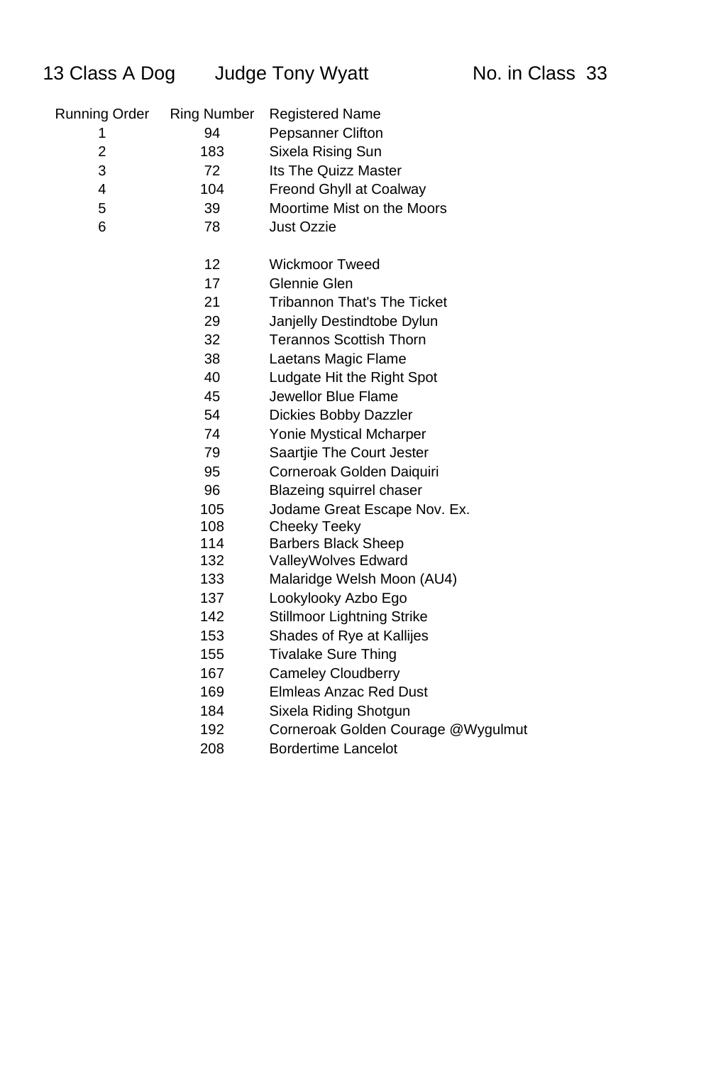## 13 Class A Dog Judge Tony Wyatt No. in Class 33

| Running Order | Ring Number | Registered Name |
|---|---|---|
| 1 | 94 | Pepsanner Clifton |
| 2 | 183 | Sixela Rising Sun |
| 3 | 72 | Its The Quizz Master |
| 4 | 104 | Freond Ghyll at Coalway |
| 5 | 39 | Moortime Mist on the Moors |
| 6 | 78 | Just Ozzie |
| | 12 | Wickmoor Tweed |
| | 17 | Glennie Glen |
| | 21 | Tribannon That's The Ticket |
| | 29 | Janjelly Destindtobe Dylun |
| | 32 | Terannos Scottish Thorn |
| | 38 | Laetans Magic Flame |
| | 40 | Ludgate Hit the Right Spot |
| | 45 | Jewellor Blue Flame |
| | 54 | Dickies Bobby Dazzler |
| | 74 | Yonie Mystical Mcharper |
| | 79 | Saartjie The Court Jester |
| | 95 | Corneroak Golden Daiquiri |
| | 96 | Blazeing squirrel chaser |
| | 105 | Jodame Great Escape Nov. Ex. |
| | 108 | Cheeky Teeky |
| | 114 | Barbers Black Sheep |
| | 132 | ValleyWolves Edward |
| | 133 | Malaridge Welsh Moon (AU4) |
| | 137 | Lookylooky Azbo Ego |
| | 142 | Stillmoor Lightning Strike |
| | 153 | Shades of Rye at Kallijes |
| | 155 | Tivalake Sure Thing |
| | 167 | Cameley Cloudberry |
| | 169 | Elmleas Anzac Red Dust |
| | 184 | Sixela Riding Shotgun |
| | 192 | Corneroak Golden Courage @Wygulmut |
| | 208 | Bordertime Lancelot |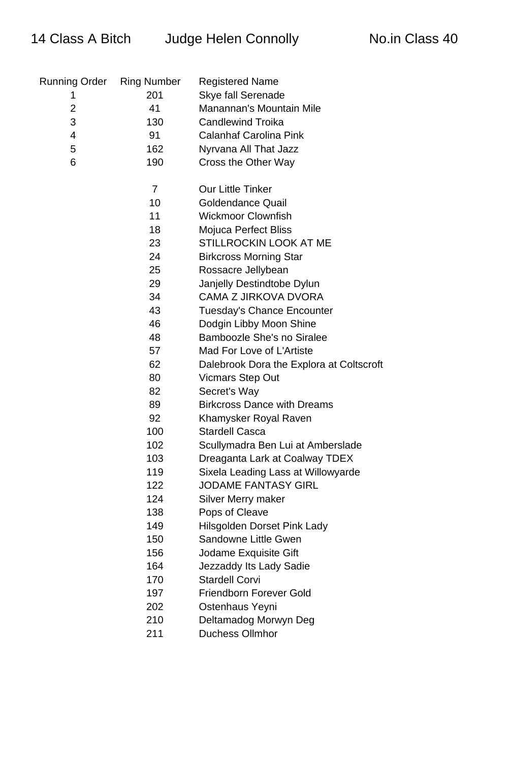# 14 Class A Bitch Judge Helen Connolly No.in Class 40

| Running Order | Ring Number | Registered Name |
|---|---|---|
| 1 | 201 | Skye fall Serenade |
| 2 | 41 | Manannan's Mountain Mile |
| 3 | 130 | Candlewind Troika |
| 4 | 91 | Calanhaf Carolina Pink |
| 5 | 162 | Nyrvana All That Jazz |
| 6 | 190 | Cross the Other Way |
| | 7 | Our Little Tinker |
| | 10 | Goldendance Quail |
| | 11 | Wickmoor Clownfish |
| | 18 | Mojuca Perfect Bliss |
| | 23 | STILLROCKIN LOOK AT ME |
| | 24 | Birkcross Morning Star |
| | 25 | Rossacre Jellybean |
| | 29 | Janjelly Destindtobe Dylun |
| | 34 | CAMA Z JIRKOVA DVORA |
| | 43 | Tuesday's Chance Encounter |
| | 46 | Dodgin Libby Moon Shine |
| | 48 | Bamboozle She's no Siralee |
| | 57 | Mad For Love of L'Artiste |
| | 62 | Dalebrook Dora the Explora at Coltscroft |
| | 80 | Vicmars Step Out |
| | 82 | Secret's Way |
| | 89 | Birkcross Dance with Dreams |
| | 92 | Khamysker Royal Raven |
| | 100 | Stardell Casca |
| | 102 | Scullymadra Ben Lui at Amberslade |
| | 103 | Dreaganta Lark at Coalway TDEX |
| | 119 | Sixela Leading Lass at Willowyarde |
| | 122 | JODAME FANTASY GIRL |
| | 124 | Silver Merry maker |
| | 138 | Pops of Cleave |
| | 149 | Hilsgolden Dorset Pink Lady |
| | 150 | Sandowne Little Gwen |
| | 156 | Jodame Exquisite Gift |
| | 164 | Jezzaddy Its Lady Sadie |
| | 170 | Stardell Corvi |
| | 197 | Friendborn Forever Gold |
| | 202 | Ostenhaus Yeyni |
| | 210 | Deltamadog Morwyn Deg |
| | 211 | Duchess Ollmhor |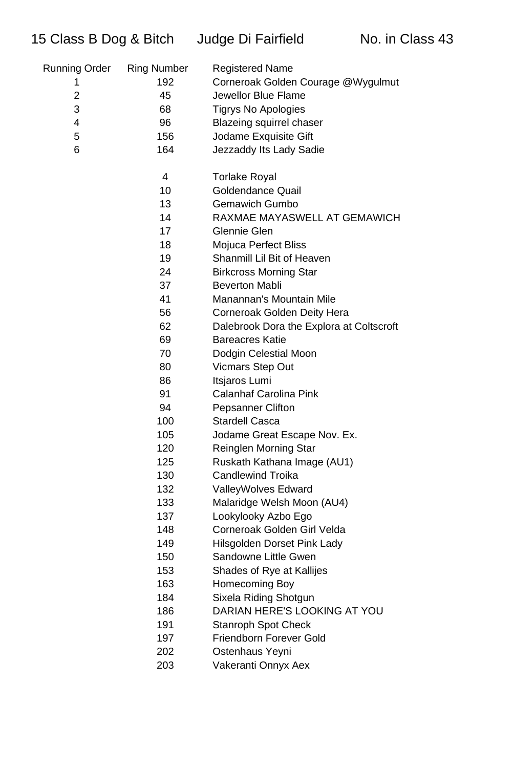## 15 Class B Dog & Bitch Judge Di Fairfield No. in Class 43

| Running Order | Ring Number | Registered Name |
|---|---|---|
| 1 | 192 | Corneroak Golden Courage @Wygulmut |
| 2 | 45 | Jewellor Blue Flame |
| 3 | 68 | Tigrys No Apologies |
| 4 | 96 | Blazeing squirrel chaser |
| 5 | 156 | Jodame Exquisite Gift |
| 6 | 164 | Jezzaddy Its Lady Sadie |
| | | |
| | 4 | Torlake Royal |
| | 10 | Goldendance Quail |
| | 13 | Gemawich Gumbo |
| | 14 | RAXMAE MAYASWELL AT GEMAWICH |
| | 17 | Glennie Glen |
| | 18 | Mojuca Perfect Bliss |
| | 19 | Shanmill Lil Bit of Heaven |
| | 24 | Birkcross Morning Star |
| | 37 | Beverton Mabli |
| | 41 | Manannan's Mountain Mile |
| | 56 | Corneroak Golden Deity Hera |
| | 62 | Dalebrook Dora the Explora at Coltscroft |
| | 69 | Bareacres Katie |
| | 70 | Dodgin Celestial Moon |
| | 80 | Vicmars Step Out |
| | 86 | Itsjaros Lumi |
| | 91 | Calanhaf Carolina Pink |
| | 94 | Pepsanner Clifton |
| | 100 | Stardell Casca |
| | 105 | Jodame Great Escape Nov. Ex. |
| | 120 | Reinglen Morning Star |
| | 125 | Ruskath Kathana Image (AU1) |
| | 130 | Candlewind Troika |
| | 132 | ValleyWolves Edward |
| | 133 | Malaridge Welsh Moon (AU4) |
| | 137 | Lookylooky Azbo Ego |
| | 148 | Corneroak Golden Girl Velda |
| | 149 | Hilsgolden Dorset Pink Lady |
| | 150 | Sandowne Little Gwen |
| | 153 | Shades of Rye at Kallijes |
| | 163 | Homecoming Boy |
| | 184 | Sixela Riding Shotgun |
| | 186 | DARIAN HERE'S LOOKING AT YOU |
| | 191 | Stanroph Spot Check |
| | 197 | Friendborn Forever Gold |
| | 202 | Ostenhaus Yeyni |
| | 203 | Vakeranti Onnyx Aex |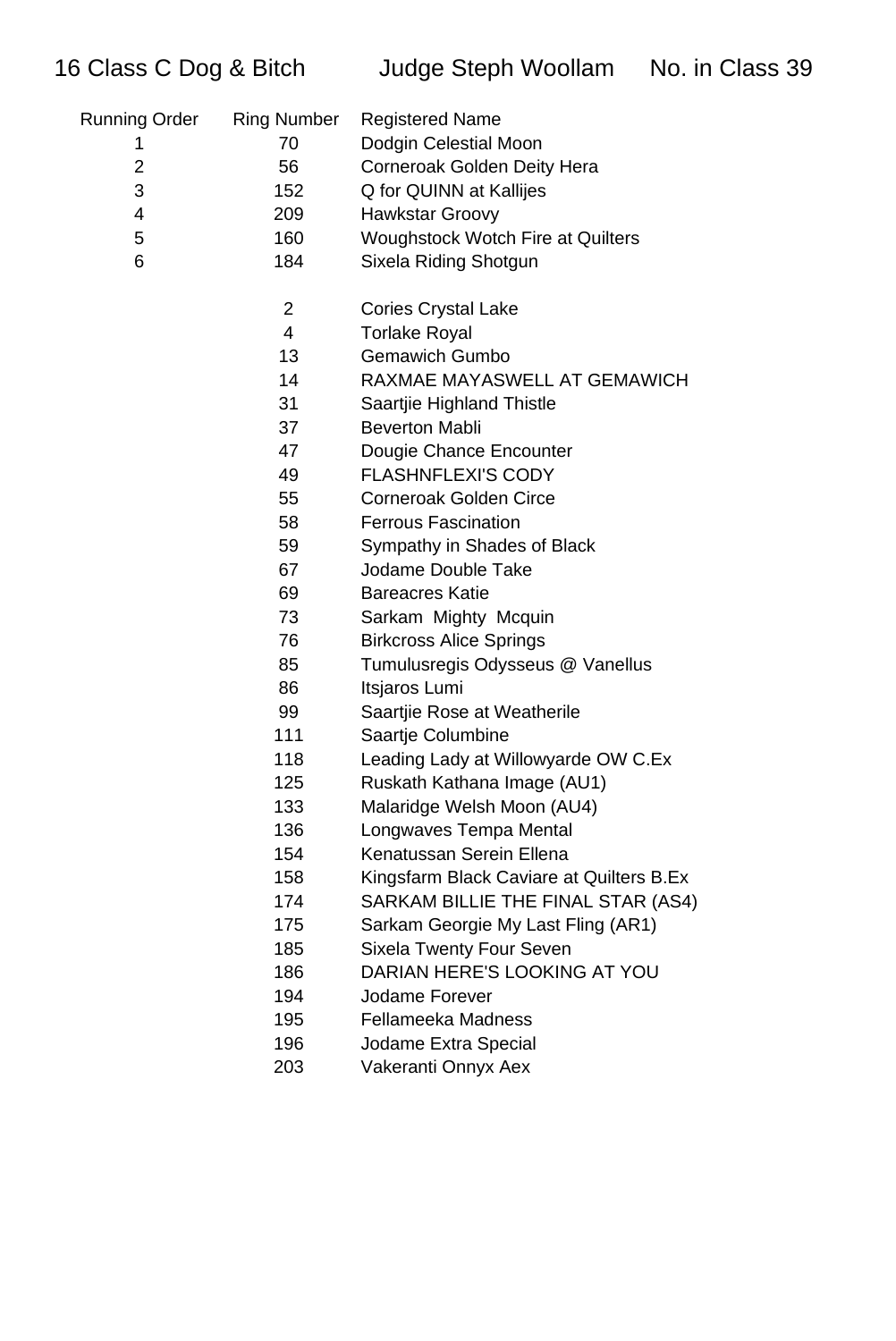16 Class C Dog & Bitch     Judge Steph Woollam     No. in Class 39

| Running Order | Ring Number | Registered Name |
|---|---|---|
| 1 | 70 | Dodgin Celestial Moon |
| 2 | 56 | Corneroak Golden Deity Hera |
| 3 | 152 | Q for QUINN at Kallijes |
| 4 | 209 | Hawkstar Groovy |
| 5 | 160 | Woughstock Wotch Fire at Quilters |
| 6 | 184 | Sixela Riding Shotgun |
| | 2 | Cories Crystal Lake |
| | 4 | Torlake Royal |
| | 13 | Gemawich Gumbo |
| | 14 | RAXMAE MAYASWELL AT GEMAWICH |
| | 31 | Saartjie Highland Thistle |
| | 37 | Beverton Mabli |
| | 47 | Dougie Chance Encounter |
| | 49 | FLASHNFLEXI'S CODY |
| | 55 | Corneroak Golden Circe |
| | 58 | Ferrous Fascination |
| | 59 | Sympathy in Shades of Black |
| | 67 | Jodame Double Take |
| | 69 | Bareacres Katie |
| | 73 | Sarkam Mighty Mcquin |
| | 76 | Birkcross Alice Springs |
| | 85 | Tumulusregis Odysseus @ Vanellus |
| | 86 | Itsjaros Lumi |
| | 99 | Saartjie Rose at Weatherile |
| | 111 | Saartje Columbine |
| | 118 | Leading Lady at Willowyarde OW C.Ex |
| | 125 | Ruskath Kathana Image (AU1) |
| | 133 | Malaridge Welsh Moon (AU4) |
| | 136 | Longwaves Tempa Mental |
| | 154 | Kenatussan Serein Ellena |
| | 158 | Kingsfarm Black Caviare at Quilters B.Ex |
| | 174 | SARKAM BILLIE THE FINAL STAR (AS4) |
| | 175 | Sarkam Georgie My Last Fling (AR1) |
| | 185 | Sixela Twenty Four Seven |
| | 186 | DARIAN HERE'S LOOKING AT YOU |
| | 194 | Jodame Forever |
| | 195 | Fellameeka Madness |
| | 196 | Jodame Extra Special |
| | 203 | Vakeranti Onnyx Aex |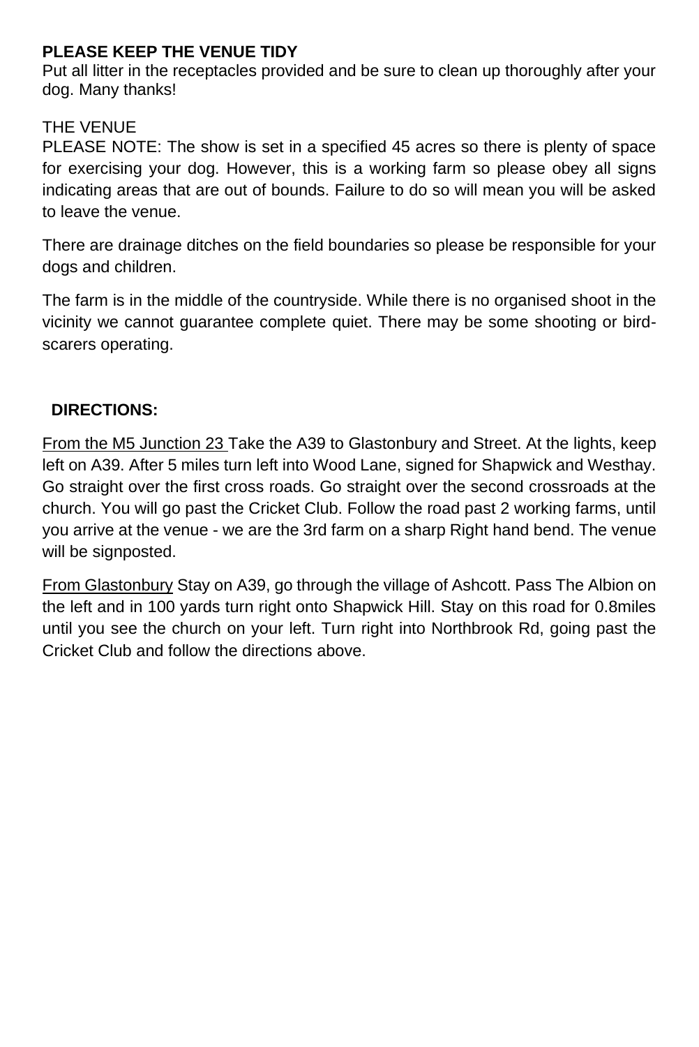**PLEASE KEEP THE VENUE TIDY**
Put all litter in the receptacles provided and be sure to clean up thoroughly after your dog. Many thanks!

THE VENUE
PLEASE NOTE: The show is set in a specified 45 acres so there is plenty of space for exercising your dog. However, this is a working farm so please obey all signs indicating areas that are out of bounds. Failure to do so will mean you will be asked to leave the venue.

There are drainage ditches on the field boundaries so please be responsible for your dogs and children.

The farm is in the middle of the countryside. While there is no organised shoot in the vicinity we cannot guarantee complete quiet. There may be some shooting or bird-scarers operating.

**DIRECTIONS:**

From the M5 Junction 23 Take the A39 to Glastonbury and Street. At the lights, keep left on A39. After 5 miles turn left into Wood Lane, signed for Shapwick and Westhay. Go straight over the first cross roads. Go straight over the second crossroads at the church. You will go past the Cricket Club. Follow the road past 2 working farms, until you arrive at the venue - we are the 3rd farm on a sharp Right hand bend. The venue will be signposted.

From Glastonbury Stay on A39, go through the village of Ashcott. Pass The Albion on the left and in 100 yards turn right onto Shapwick Hill. Stay on this road for 0.8miles until you see the church on your left. Turn right into Northbrook Rd, going past the Cricket Club and follow the directions above.